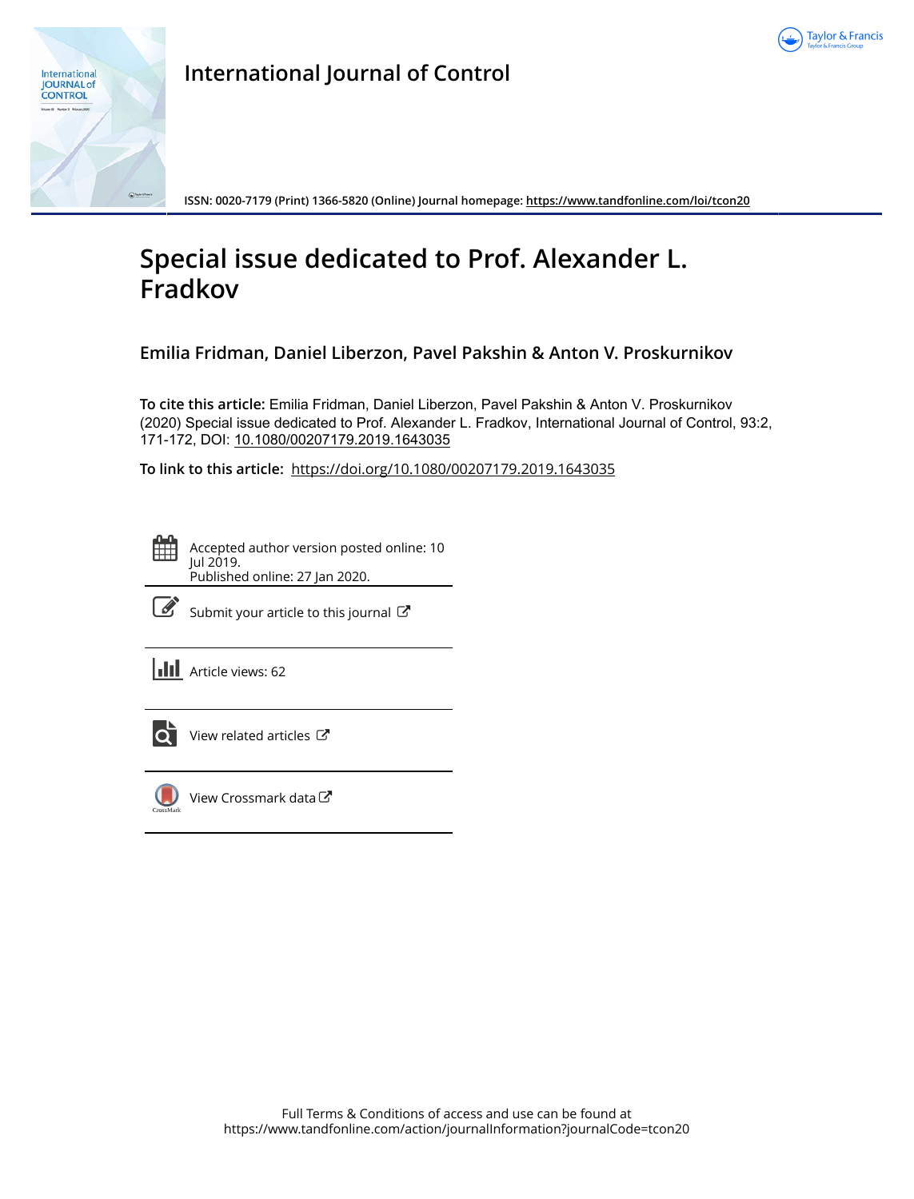International Journal of Control

ISSN: 0020-7179 (Print) 1366-5820 (Online) Journal homepage: https://www.tandfonline.com/loi/tcon20

# Special issue dedicated to Prof. Alexander L. Fradkov

**Emilia Fridman, Daniel Liberzon, Pavel Pakshin & Anton V. Proskurnikov**

**To cite this article:** Emilia Fridman, Daniel Liberzon, Pavel Pakshin & Anton V. Proskurnikov (2020) Special issue dedicated to Prof. Alexander L. Fradkov, International Journal of Control, 93:2, 171-172, DOI: 10.1080/00207179.2019.1643035

**To link to this article:** https://doi.org/10.1080/00207179.2019.1643035

Accepted author version posted online: 10 Jul 2019.
Published online: 27 Jan 2020.

Submit your article to this journal

Article views: 62

View related articles

View Crossmark data

Full Terms & Conditions of access and use can be found at
https://www.tandfonline.com/action/journalInformation?journalCode=tcon20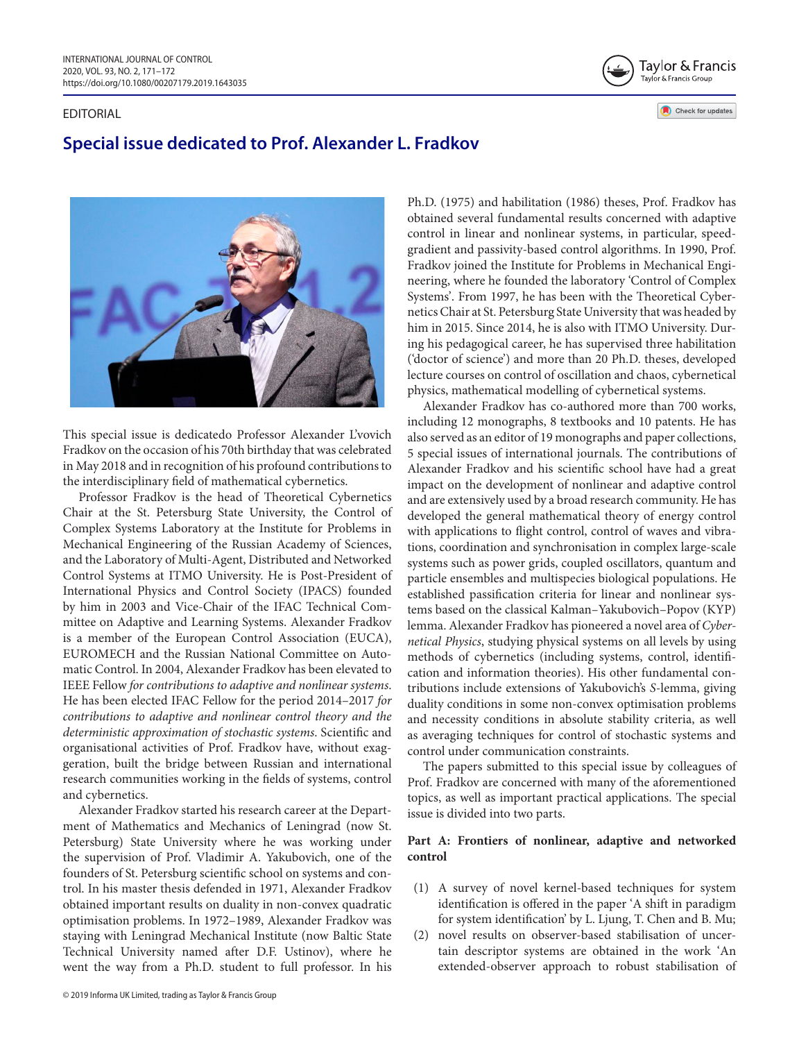EDITORIAL

# Special issue dedicated to Prof. Alexander L. Fradkov

This special issue is dedicatedo Professor Alexander L'vovich Fradkov on the occasion of his 70th birthday that was celebrated in May 2018 and in recognition of his profound contributions to the interdisciplinary field of mathematical cybernetics.

Professor Fradkov is the head of Theoretical Cybernetics Chair at the St. Petersburg State University, the Control of Complex Systems Laboratory at the Institute for Problems in Mechanical Engineering of the Russian Academy of Sciences, and the Laboratory of Multi-Agent, Distributed and Networked Control Systems at ITMO University. He is Post-President of International Physics and Control Society (IPACS) founded by him in 2003 and Vice-Chair of the IFAC Technical Committee on Adaptive and Learning Systems. Alexander Fradkov is a member of the European Control Association (EUCA), EUROMECH and the Russian National Committee on Automatic Control. In 2004, Alexander Fradkov has been elevated to IEEE Fellow *for contributions to adaptive and nonlinear systems*. He has been elected IFAC Fellow for the period 2014–2017 *for contributions to adaptive and nonlinear control theory and the deterministic approximation of stochastic systems*. Scientific and organisational activities of Prof. Fradkov have, without exaggeration, built the bridge between Russian and international research communities working in the fields of systems, control and cybernetics.

Alexander Fradkov started his research career at the Department of Mathematics and Mechanics of Leningrad (now St. Petersburg) State University where he was working under the supervision of Prof. Vladimir A. Yakubovich, one of the founders of St. Petersburg scientific school on systems and control. In his master thesis defended in 1971, Alexander Fradkov obtained important results on duality in non-convex quadratic optimisation problems. In 1972–1989, Alexander Fradkov was staying with Leningrad Mechanical Institute (now Baltic State Technical University named after D.F. Ustinov), where he went the way from a Ph.D. student to full professor. In his Ph.D. (1975) and habilitation (1986) theses, Prof. Fradkov has obtained several fundamental results concerned with adaptive control in linear and nonlinear systems, in particular, speed-gradient and passivity-based control algorithms. In 1990, Prof. Fradkov joined the Institute for Problems in Mechanical Engineering, where he founded the laboratory 'Control of Complex Systems'. From 1997, he has been with the Theoretical Cybernetics Chair at St. Petersburg State University that was headed by him in 2015. Since 2014, he is also with ITMO University. During his pedagogical career, he has supervised three habilitation ('doctor of science') and more than 20 Ph.D. theses, developed lecture courses on control of oscillation and chaos, cybernetical physics, mathematical modelling of cybernetical systems.

Alexander Fradkov has co-authored more than 700 works, including 12 monographs, 8 textbooks and 10 patents. He has also served as an editor of 19 monographs and paper collections, 5 special issues of international journals. The contributions of Alexander Fradkov and his scientific school have had a great impact on the development of nonlinear and adaptive control and are extensively used by a broad research community. He has developed the general mathematical theory of energy control with applications to flight control, control of waves and vibrations, coordination and synchronisation in complex large-scale systems such as power grids, coupled oscillators, quantum and particle ensembles and multispecies biological populations. He established passification criteria for linear and nonlinear systems based on the classical Kalman–Yakubovich–Popov (KYP) lemma. Alexander Fradkov has pioneered a novel area of *Cybernetical Physics*, studying physical systems on all levels by using methods of cybernetics (including systems, control, identification and information theories). His other fundamental contributions include extensions of Yakubovich's *S*-lemma, giving duality conditions in some non-convex optimisation problems and necessity conditions in absolute stability criteria, as well as averaging techniques for control of stochastic systems and control under communication constraints.

The papers submitted to this special issue by colleagues of Prof. Fradkov are concerned with many of the aforementioned topics, as well as important practical applications. The special issue is divided into two parts.

**Part A: Frontiers of nonlinear, adaptive and networked control**

(1) A survey of novel kernel-based techniques for system identification is offered in the paper 'A shift in paradigm for system identification' by L. Ljung, T. Chen and B. Mu;
(2) novel results on observer-based stabilisation of uncertain descriptor systems are obtained in the work 'An extended-observer approach to robust stabilisation of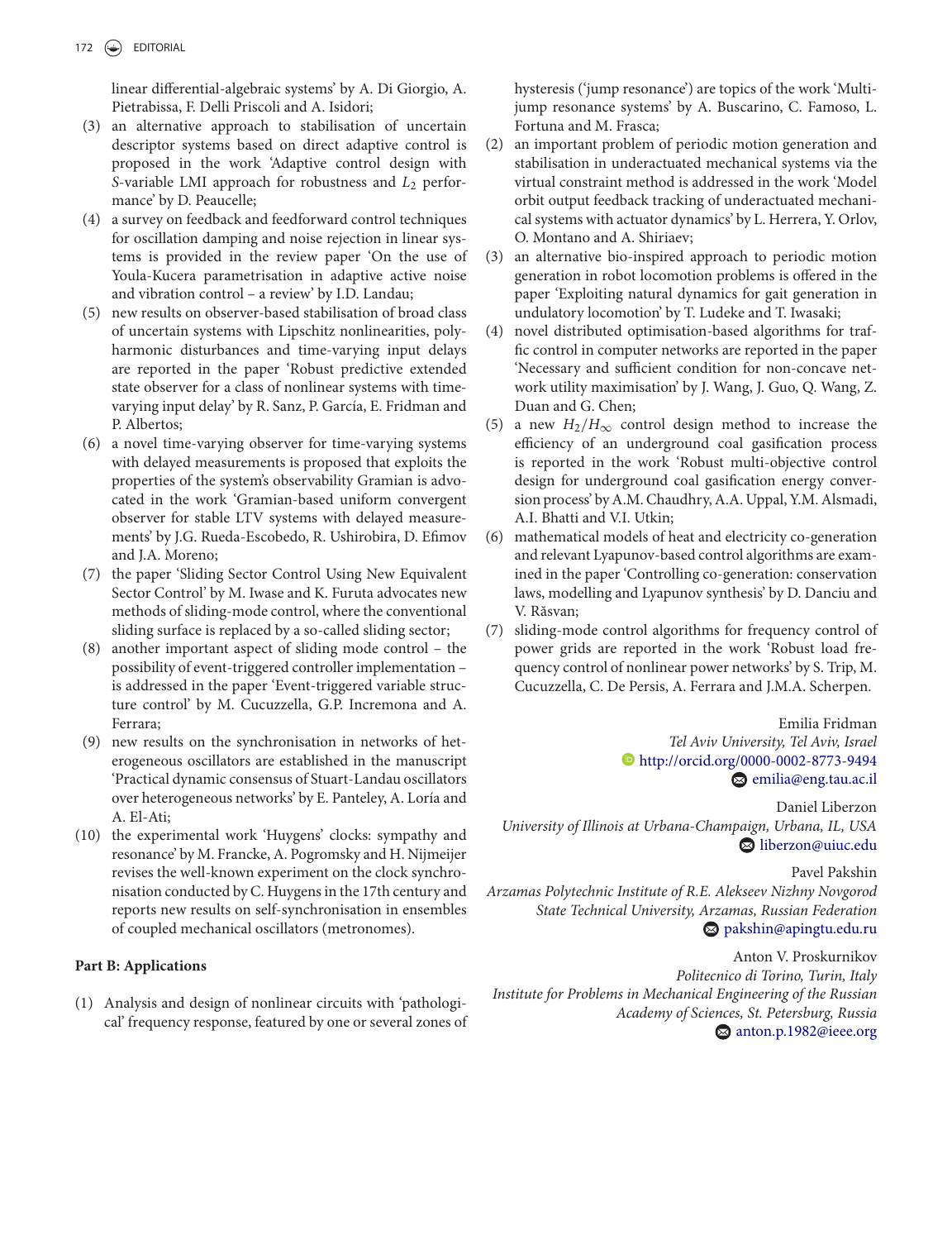linear differential-algebraic systems' by A. Di Giorgio, A. Pietrabissa, F. Delli Priscoli and A. Isidori;

(3) an alternative approach to stabilisation of uncertain descriptor systems based on direct adaptive control is proposed in the work 'Adaptive control design with $S$-variable LMI approach for robustness and $L_2$ performance' by D. Peaucelle;

(4) a survey on feedback and feedforward control techniques for oscillation damping and noise rejection in linear systems is provided in the review paper 'On the use of Youla-Kucera parametrisation in adaptive active noise and vibration control – a review' by I.D. Landau;

(5) new results on observer-based stabilisation of broad class of uncertain systems with Lipschitz nonlinearities, polyharmonic disturbances and time-varying input delays are reported in the paper 'Robust predictive extended state observer for a class of nonlinear systems with time-varying input delay' by R. Sanz, P. García, E. Fridman and P. Albertos;

(6) a novel time-varying observer for time-varying systems with delayed measurements is proposed that exploits the properties of the system's observability Gramian is advocated in the work 'Gramian-based uniform convergent observer for stable LTV systems with delayed measurements' by J.G. Rueda-Escobedo, R. Ushirobira, D. Efimov and J.A. Moreno;

(7) the paper 'Sliding Sector Control Using New Equivalent Sector Control' by M. Iwase and K. Furuta advocates new methods of sliding-mode control, where the conventional sliding surface is replaced by a so-called sliding sector;

(8) another important aspect of sliding mode control – the possibility of event-triggered controller implementation – is addressed in the paper 'Event-triggered variable structure control' by M. Cucuzzella, G.P. Incremona and A. Ferrara;

(9) new results on the synchronisation in networks of heterogeneous oscillators are established in the manuscript 'Practical dynamic consensus of Stuart-Landau oscillators over heterogeneous networks' by E. Panteley, A. Loría and A. El-Ati;

(10) the experimental work 'Huygens' clocks: sympathy and resonance' by M. Francke, A. Pogromsky and H. Nijmeijer revises the well-known experiment on the clock synchronisation conducted by C. Huygens in the 17th century and reports new results on self-synchronisation in ensembles of coupled mechanical oscillators (metronomes).

**Part B: Applications**

(1) Analysis and design of nonlinear circuits with 'pathological' frequency response, featured by one or several zones of hysteresis ('jump resonance') are topics of the work 'Multi-jump resonance systems' by A. Buscarino, C. Famoso, L. Fortuna and M. Frasca;

(2) an important problem of periodic motion generation and stabilisation in underactuated mechanical systems via the virtual constraint method is addressed in the work 'Model orbit output feedback tracking of underactuated mechanical systems with actuator dynamics' by L. Herrera, Y. Orlov, O. Montano and A. Shiriaev;

(3) an alternative bio-inspired approach to periodic motion generation in robot locomotion problems is offered in the paper 'Exploiting natural dynamics for gait generation in undulatory locomotion' by T. Ludeke and T. Iwasaki;

(4) novel distributed optimisation-based algorithms for traffic control in computer networks are reported in the paper 'Necessary and sufficient condition for non-concave network utility maximisation' by J. Wang, J. Guo, Q. Wang, Z. Duan and G. Chen;

(5) a new $H_2/H_\infty$ control design method to increase the efficiency of an underground coal gasification process is reported in the work 'Robust multi-objective control design for underground coal gasification energy conversion process' by A.M. Chaudhry, A.A. Uppal, Y.M. Alsmadi, A.I. Bhatti and V.I. Utkin;

(6) mathematical models of heat and electricity co-generation and relevant Lyapunov-based control algorithms are examined in the paper 'Controlling co-generation: conservation laws, modelling and Lyapunov synthesis' by D. Danciu and V. Răsvan;

(7) sliding-mode control algorithms for frequency control of power grids are reported in the work 'Robust load frequency control of nonlinear power networks' by S. Trip, M. Cucuzzella, C. De Persis, A. Ferrara and J.M.A. Scherpen.

Emilia Fridman
*Tel Aviv University, Tel Aviv, Israel*
http://orcid.org/0000-0002-8773-9494
emilia@eng.tau.ac.il

Daniel Liberzon
*University of Illinois at Urbana-Champaign, Urbana, IL, USA*
liberzon@uiuc.edu

Pavel Pakshin
*Arzamas Polytechnic Institute of R.E. Alekseev Nizhny Novgorod State Technical University, Arzamas, Russian Federation*
pakshin@apingtu.edu.ru

Anton V. Proskurnikov
*Politecnico di Torino, Turin, Italy*
*Institute for Problems in Mechanical Engineering of the Russian Academy of Sciences, St. Petersburg, Russia*
anton.p.1982@ieee.org